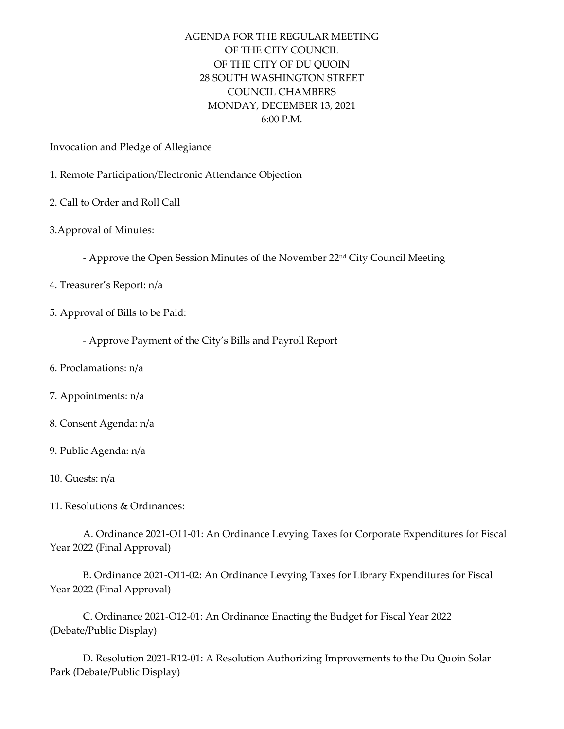# AGENDA FOR THE REGULAR MEETING OF THE CITY COUNCIL OF THE CITY OF DU QUOIN

28 SOUTH WASHINGTON STREET
COUNCIL CHAMBERS
MONDAY, DECEMBER 13, 2021
6:00 P.M.

Invocation and Pledge of Allegiance

1. Remote Participation/Electronic Attendance Objection

2. Call to Order and Roll Call

3.Approval of Minutes:

   - Approve the Open Session Minutes of the November 22nd City Council Meeting

4. Treasurer's Report: n/a

5. Approval of Bills to be Paid:

   - Approve Payment of the City's Bills and Payroll Report

6. Proclamations: n/a

7. Appointments: n/a

8. Consent Agenda: n/a

9. Public Agenda: n/a

10. Guests: n/a

11. Resolutions & Ordinances:

   A. Ordinance 2021-O11-01: An Ordinance Levying Taxes for Corporate Expenditures for Fiscal Year 2022 (Final Approval)

   B. Ordinance 2021-O11-02: An Ordinance Levying Taxes for Library Expenditures for Fiscal Year 2022 (Final Approval)

   C. Ordinance 2021-O12-01: An Ordinance Enacting the Budget for Fiscal Year 2022 (Debate/Public Display)

   D. Resolution 2021-R12-01: A Resolution Authorizing Improvements to the Du Quoin Solar Park (Debate/Public Display)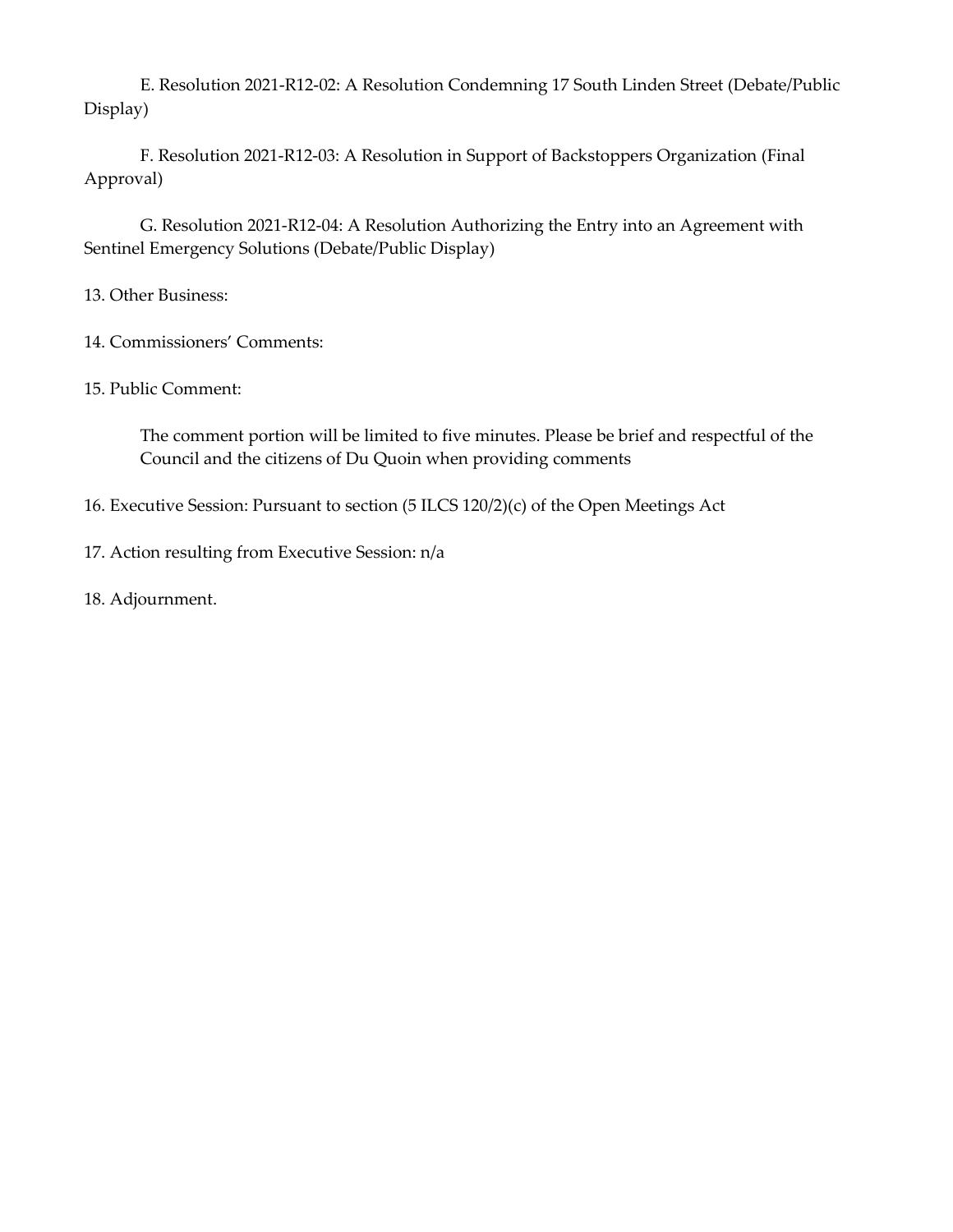E. Resolution 2021-R12-02: A Resolution Condemning 17 South Linden Street (Debate/Public Display)

F. Resolution 2021-R12-03: A Resolution in Support of Backstoppers Organization (Final Approval)

G. Resolution 2021-R12-04: A Resolution Authorizing the Entry into an Agreement with Sentinel Emergency Solutions (Debate/Public Display)

13. Other Business:

14. Commissioners' Comments:

15. Public Comment:

    The comment portion will be limited to five minutes. Please be brief and respectful of the Council and the citizens of Du Quoin when providing comments

16. Executive Session: Pursuant to section (5 ILCS 120/2)(c) of the Open Meetings Act

17. Action resulting from Executive Session: n/a

18. Adjournment.